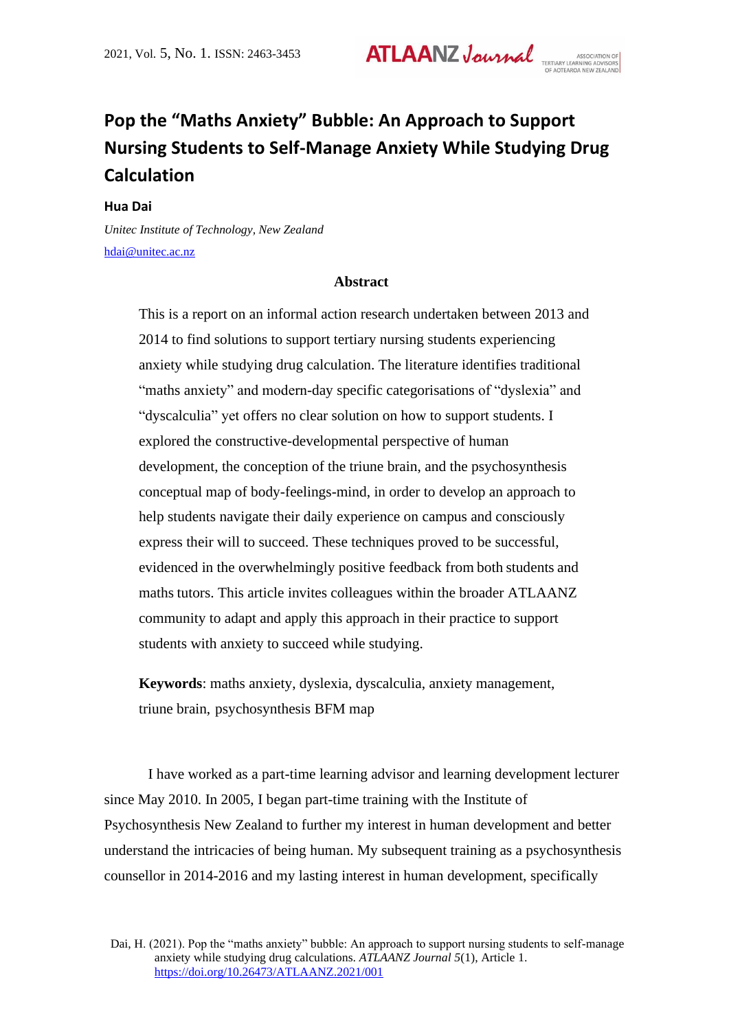# Pop the "Maths Anxiety" Bubble: An Approach to Support Nursing Students to Self-Manage Anxiety While Studying Drug Calculation

**Hua Dai**

*Unitec Institute of Technology, New Zealand*

hdai@unitec.ac.nz

## Abstract

This is a report on an informal action research undertaken between 2013 and 2014 to find solutions to support tertiary nursing students experiencing anxiety while studying drug calculation. The literature identifies traditional "maths anxiety" and modern-day specific categorisations of "dyslexia" and "dyscalculia" yet offers no clear solution on how to support students. I explored the constructive-developmental perspective of human development, the conception of the triune brain, and the psychosynthesis conceptual map of body-feelings-mind, in order to develop an approach to help students navigate their daily experience on campus and consciously express their will to succeed. These techniques proved to be successful, evidenced in the overwhelmingly positive feedback from both students and maths tutors. This article invites colleagues within the broader ATLAANZ community to adapt and apply this approach in their practice to support students with anxiety to succeed while studying.

**Keywords**: maths anxiety, dyslexia, dyscalculia, anxiety management, triune brain, psychosynthesis BFM map

I have worked as a part-time learning advisor and learning development lecturer since May 2010. In 2005, I began part-time training with the Institute of Psychosynthesis New Zealand to further my interest in human development and better understand the intricacies of being human. My subsequent training as a psychosynthesis counsellor in 2014-2016 and my lasting interest in human development, specifically

Dai, H. (2021). Pop the "maths anxiety" bubble: An approach to support nursing students to self-manage anxiety while studying drug calculations. *ATLAANZ Journal 5*(1), Article 1. https://doi.org/10.26473/ATLAANZ.2021/001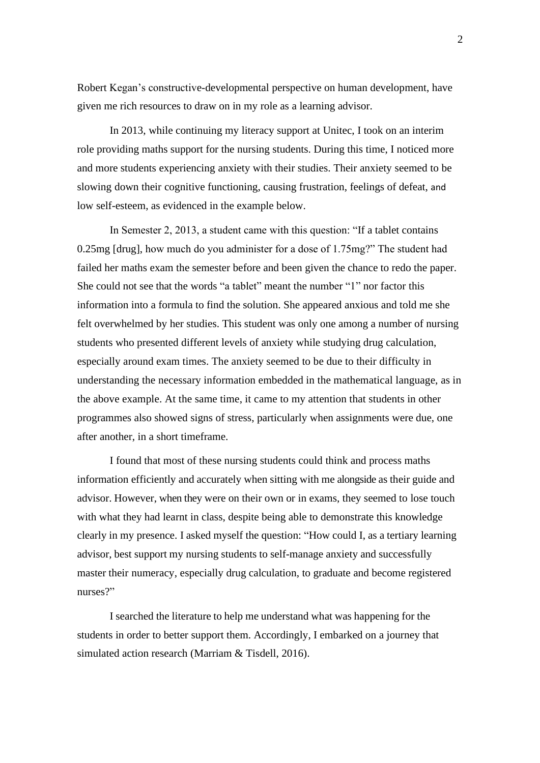Robert Kegan's constructive-developmental perspective on human development, have given me rich resources to draw on in my role as a learning advisor.

In 2013, while continuing my literacy support at Unitec, I took on an interim role providing maths support for the nursing students. During this time, I noticed more and more students experiencing anxiety with their studies. Their anxiety seemed to be slowing down their cognitive functioning, causing frustration, feelings of defeat, and low self-esteem, as evidenced in the example below.

In Semester 2, 2013, a student came with this question: "If a tablet contains 0.25mg [drug], how much do you administer for a dose of 1.75mg?" The student had failed her maths exam the semester before and been given the chance to redo the paper. She could not see that the words "a tablet" meant the number "1" nor factor this information into a formula to find the solution. She appeared anxious and told me she felt overwhelmed by her studies. This student was only one among a number of nursing students who presented different levels of anxiety while studying drug calculation, especially around exam times. The anxiety seemed to be due to their difficulty in understanding the necessary information embedded in the mathematical language, as in the above example. At the same time, it came to my attention that students in other programmes also showed signs of stress, particularly when assignments were due, one after another, in a short timeframe.

I found that most of these nursing students could think and process maths information efficiently and accurately when sitting with me alongside as their guide and advisor. However, when they were on their own or in exams, they seemed to lose touch with what they had learnt in class, despite being able to demonstrate this knowledge clearly in my presence. I asked myself the question: "How could I, as a tertiary learning advisor, best support my nursing students to self-manage anxiety and successfully master their numeracy, especially drug calculation, to graduate and become registered nurses?"

I searched the literature to help me understand what was happening for the students in order to better support them. Accordingly, I embarked on a journey that simulated action research (Marriam & Tisdell, 2016).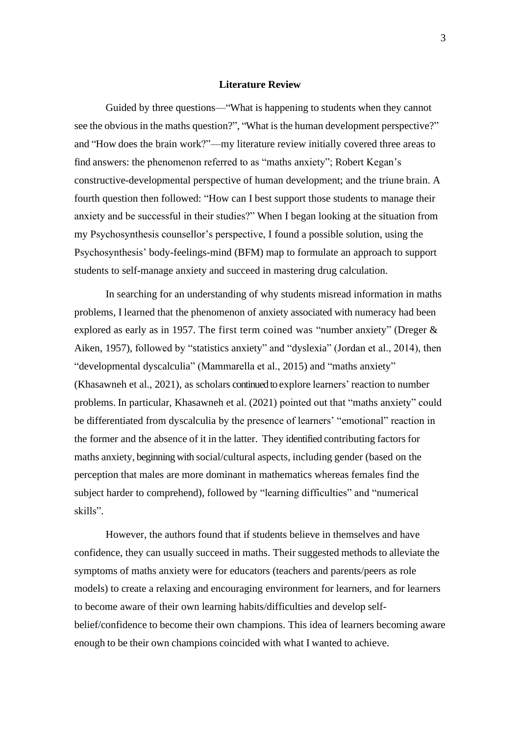## Literature Review

Guided by three questions—"What is happening to students when they cannot see the obvious in the maths question?", "What is the human development perspective?" and "How does the brain work?"—my literature review initially covered three areas to find answers: the phenomenon referred to as "maths anxiety"; Robert Kegan's constructive-developmental perspective of human development; and the triune brain. A fourth question then followed: "How can I best support those students to manage their anxiety and be successful in their studies?" When I began looking at the situation from my Psychosynthesis counsellor's perspective, I found a possible solution, using the Psychosynthesis' body-feelings-mind (BFM) map to formulate an approach to support students to self-manage anxiety and succeed in mastering drug calculation.

In searching for an understanding of why students misread information in maths problems, I learned that the phenomenon of anxiety associated with numeracy had been explored as early as in 1957. The first term coined was "number anxiety" (Dreger & Aiken, 1957), followed by "statistics anxiety" and "dyslexia" (Jordan et al., 2014), then "developmental dyscalculia" (Mammarella et al., 2015) and "maths anxiety" (Khasawneh et al., 2021), as scholars continued to explore learners' reaction to number problems. In particular, Khasawneh et al. (2021) pointed out that "maths anxiety" could be differentiated from dyscalculia by the presence of learners' "emotional" reaction in the former and the absence of it in the latter. They identified contributing factors for maths anxiety, beginning with social/cultural aspects, including gender (based on the perception that males are more dominant in mathematics whereas females find the subject harder to comprehend), followed by "learning difficulties" and "numerical skills".

However, the authors found that if students believe in themselves and have confidence, they can usually succeed in maths. Their suggested methods to alleviate the symptoms of maths anxiety were for educators (teachers and parents/peers as role models) to create a relaxing and encouraging environment for learners, and for learners to become aware of their own learning habits/difficulties and develop self-belief/confidence to become their own champions. This idea of learners becoming aware enough to be their own champions coincided with what I wanted to achieve.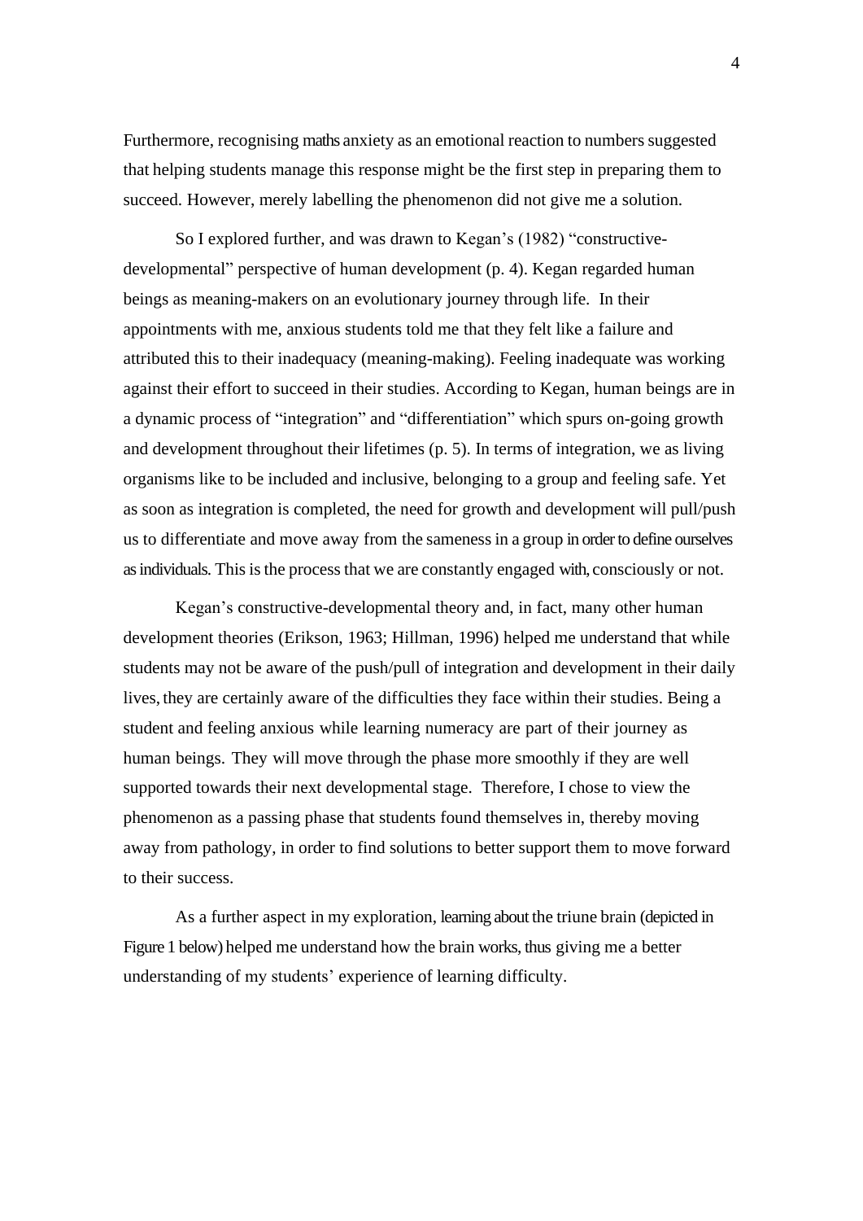Furthermore, recognising maths anxiety as an emotional reaction to numbers suggested that helping students manage this response might be the first step in preparing them to succeed. However, merely labelling the phenomenon did not give me a solution.

So I explored further, and was drawn to Kegan's (1982) "constructive-developmental" perspective of human development (p. 4). Kegan regarded human beings as meaning-makers on an evolutionary journey through life. In their appointments with me, anxious students told me that they felt like a failure and attributed this to their inadequacy (meaning-making). Feeling inadequate was working against their effort to succeed in their studies. According to Kegan, human beings are in a dynamic process of "integration" and "differentiation" which spurs on-going growth and development throughout their lifetimes (p. 5). In terms of integration, we as living organisms like to be included and inclusive, belonging to a group and feeling safe. Yet as soon as integration is completed, the need for growth and development will pull/push us to differentiate and move away from the sameness in a group in order to define ourselves as individuals. This is the process that we are constantly engaged with, consciously or not.

Kegan's constructive-developmental theory and, in fact, many other human development theories (Erikson, 1963; Hillman, 1996) helped me understand that while students may not be aware of the push/pull of integration and development in their daily lives, they are certainly aware of the difficulties they face within their studies. Being a student and feeling anxious while learning numeracy are part of their journey as human beings. They will move through the phase more smoothly if they are well supported towards their next developmental stage. Therefore, I chose to view the phenomenon as a passing phase that students found themselves in, thereby moving away from pathology, in order to find solutions to better support them to move forward to their success.

As a further aspect in my exploration, learning about the triune brain (depicted in Figure 1 below) helped me understand how the brain works, thus giving me a better understanding of my students' experience of learning difficulty.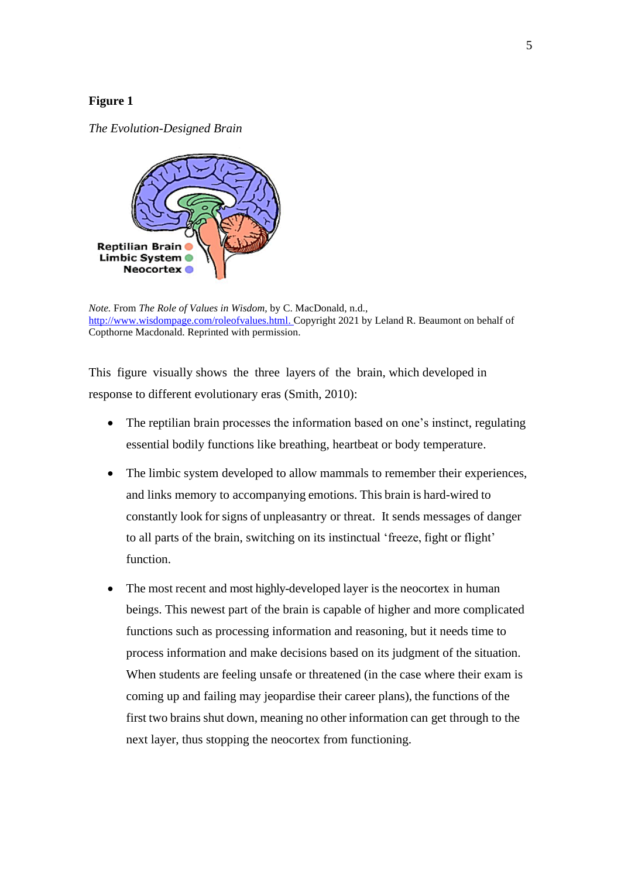**Figure 1**

*The Evolution-Designed Brain*

*Note.* From *The Role of Values in Wisdom,* by C. MacDonald, n.d., http://www.wisdompage.com/roleofvalues.html. Copyright 2021 by Leland R. Beaumont on behalf of Copthorne Macdonald. Reprinted with permission.

This figure visually shows the three layers of the brain, which developed in response to different evolutionary eras (Smith, 2010):

- The reptilian brain processes the information based on one's instinct, regulating essential bodily functions like breathing, heartbeat or body temperature.
- The limbic system developed to allow mammals to remember their experiences, and links memory to accompanying emotions. This brain is hard-wired to constantly look for signs of unpleasantry or threat. It sends messages of danger to all parts of the brain, switching on its instinctual 'freeze, fight or flight' function.
- The most recent and most highly-developed layer is the neocortex in human beings. This newest part of the brain is capable of higher and more complicated functions such as processing information and reasoning, but it needs time to process information and make decisions based on its judgment of the situation. When students are feeling unsafe or threatened (in the case where their exam is coming up and failing may jeopardise their career plans), the functions of the first two brains shut down, meaning no other information can get through to the next layer, thus stopping the neocortex from functioning.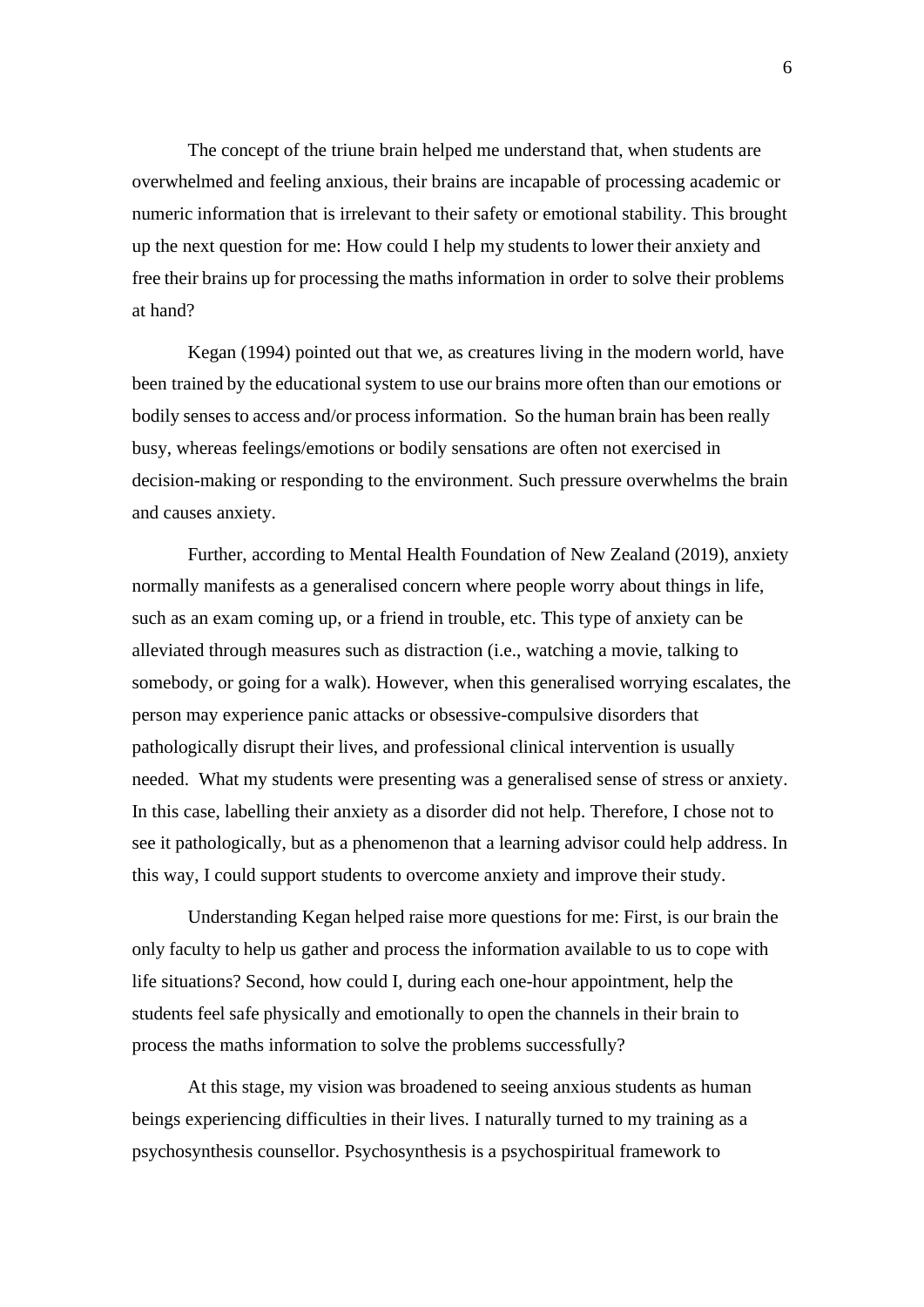The concept of the triune brain helped me understand that, when students are overwhelmed and feeling anxious, their brains are incapable of processing academic or numeric information that is irrelevant to their safety or emotional stability. This brought up the next question for me: How could I help my students to lower their anxiety and free their brains up for processing the maths information in order to solve their problems at hand?

Kegan (1994) pointed out that we, as creatures living in the modern world, have been trained by the educational system to use our brains more often than our emotions or bodily senses to access and/or process information. So the human brain has been really busy, whereas feelings/emotions or bodily sensations are often not exercised in decision-making or responding to the environment. Such pressure overwhelms the brain and causes anxiety.

Further, according to Mental Health Foundation of New Zealand (2019), anxiety normally manifests as a generalised concern where people worry about things in life, such as an exam coming up, or a friend in trouble, etc. This type of anxiety can be alleviated through measures such as distraction (i.e., watching a movie, talking to somebody, or going for a walk). However, when this generalised worrying escalates, the person may experience panic attacks or obsessive-compulsive disorders that pathologically disrupt their lives, and professional clinical intervention is usually needed. What my students were presenting was a generalised sense of stress or anxiety. In this case, labelling their anxiety as a disorder did not help. Therefore, I chose not to see it pathologically, but as a phenomenon that a learning advisor could help address. In this way, I could support students to overcome anxiety and improve their study.

Understanding Kegan helped raise more questions for me: First, is our brain the only faculty to help us gather and process the information available to us to cope with life situations? Second, how could I, during each one-hour appointment, help the students feel safe physically and emotionally to open the channels in their brain to process the maths information to solve the problems successfully?

At this stage, my vision was broadened to seeing anxious students as human beings experiencing difficulties in their lives. I naturally turned to my training as a psychosynthesis counsellor. Psychosynthesis is a psychospiritual framework to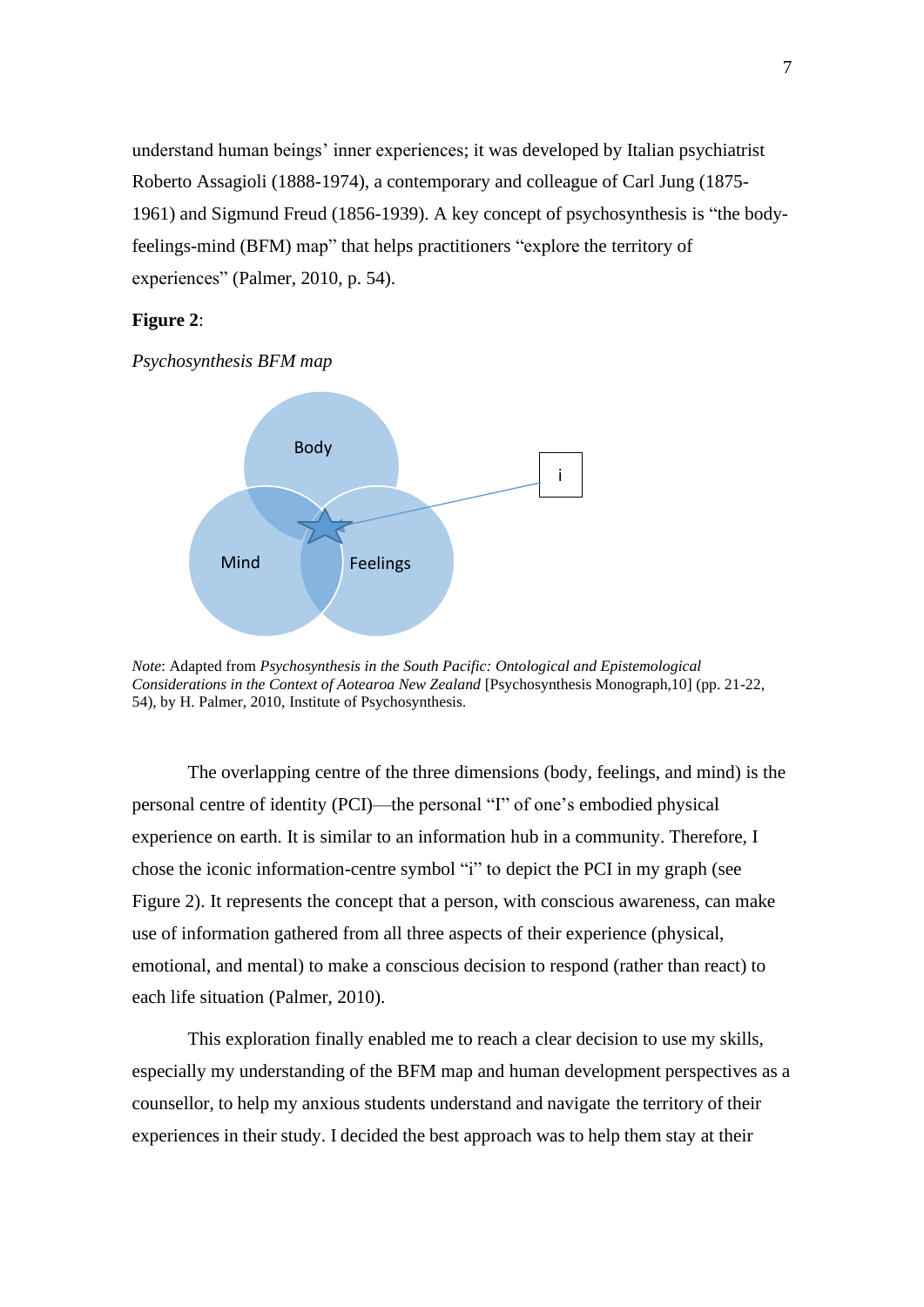understand human beings' inner experiences; it was developed by Italian psychiatrist Roberto Assagioli (1888-1974), a contemporary and colleague of Carl Jung (1875-1961) and Sigmund Freud (1856-1939). A key concept of psychosynthesis is "the body-feelings-mind (BFM) map" that helps practitioners "explore the territory of experiences" (Palmer, 2010, p. 54).

**Figure 2**:

*Psychosynthesis BFM map*

Body

Mind

Feelings

i

*Note*: Adapted from *Psychosynthesis in the South Pacific: Ontological and Epistemological Considerations in the Context of Aotearoa New Zealand* [Psychosynthesis Monograph,10] (pp. 21-22, 54), by H. Palmer, 2010, Institute of Psychosynthesis.

The overlapping centre of the three dimensions (body, feelings, and mind) is the personal centre of identity (PCI)—the personal "I" of one's embodied physical experience on earth. It is similar to an information hub in a community. Therefore, I chose the iconic information-centre symbol "i" to depict the PCI in my graph (see Figure 2). It represents the concept that a person, with conscious awareness, can make use of information gathered from all three aspects of their experience (physical, emotional, and mental) to make a conscious decision to respond (rather than react) to each life situation (Palmer, 2010).

This exploration finally enabled me to reach a clear decision to use my skills, especially my understanding of the BFM map and human development perspectives as a counsellor, to help my anxious students understand and navigate the territory of their experiences in their study. I decided the best approach was to help them stay at their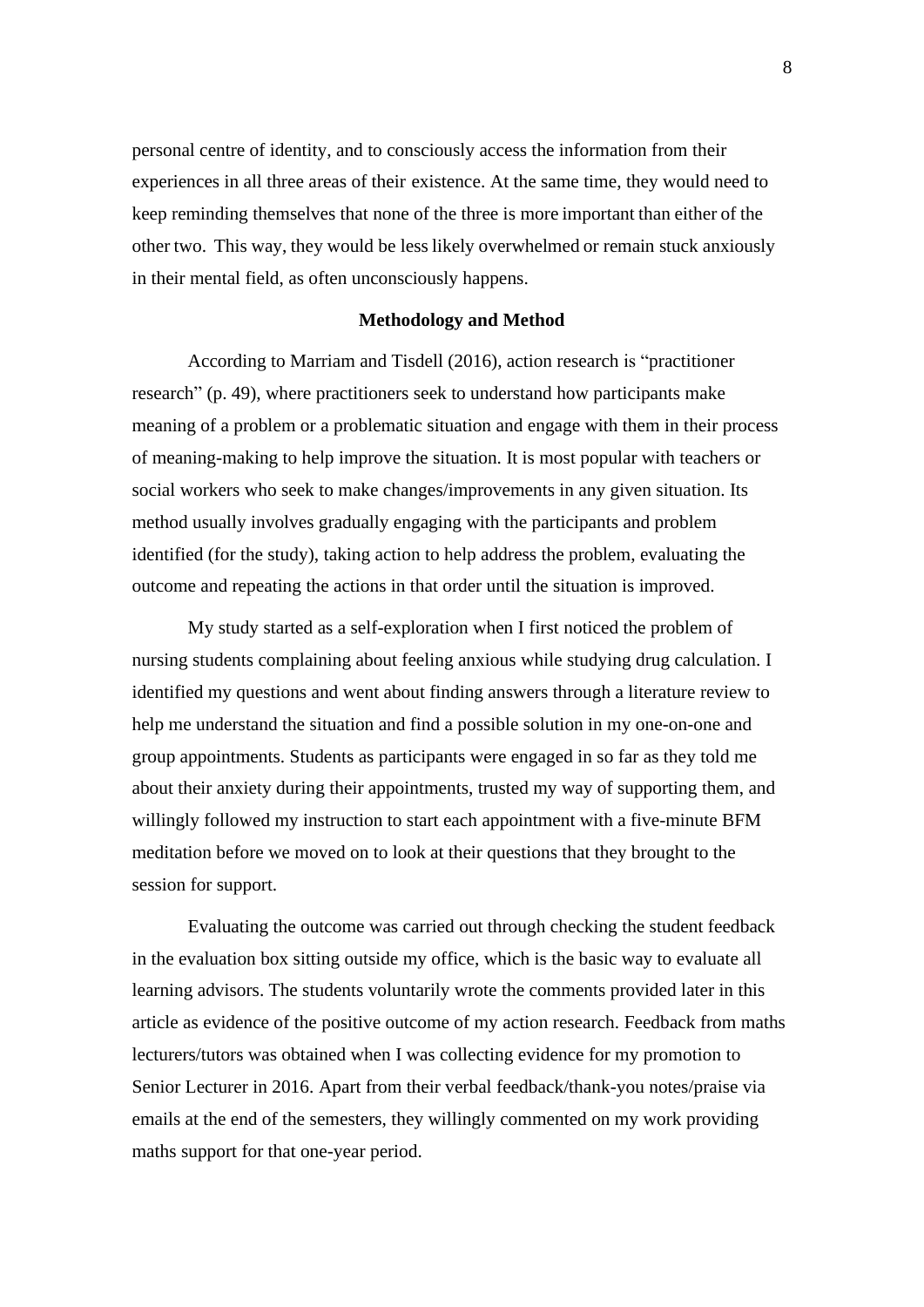personal centre of identity, and to consciously access the information from their experiences in all three areas of their existence. At the same time, they would need to keep reminding themselves that none of the three is more important than either of the other two. This way, they would be less likely overwhelmed or remain stuck anxiously in their mental field, as often unconsciously happens.

## Methodology and Method

According to Marriam and Tisdell (2016), action research is "practitioner research" (p. 49), where practitioners seek to understand how participants make meaning of a problem or a problematic situation and engage with them in their process of meaning-making to help improve the situation. It is most popular with teachers or social workers who seek to make changes/improvements in any given situation. Its method usually involves gradually engaging with the participants and problem identified (for the study), taking action to help address the problem, evaluating the outcome and repeating the actions in that order until the situation is improved.

My study started as a self-exploration when I first noticed the problem of nursing students complaining about feeling anxious while studying drug calculation. I identified my questions and went about finding answers through a literature review to help me understand the situation and find a possible solution in my one-on-one and group appointments. Students as participants were engaged in so far as they told me about their anxiety during their appointments, trusted my way of supporting them, and willingly followed my instruction to start each appointment with a five-minute BFM meditation before we moved on to look at their questions that they brought to the session for support.

Evaluating the outcome was carried out through checking the student feedback in the evaluation box sitting outside my office, which is the basic way to evaluate all learning advisors. The students voluntarily wrote the comments provided later in this article as evidence of the positive outcome of my action research. Feedback from maths lecturers/tutors was obtained when I was collecting evidence for my promotion to Senior Lecturer in 2016. Apart from their verbal feedback/thank-you notes/praise via emails at the end of the semesters, they willingly commented on my work providing maths support for that one-year period.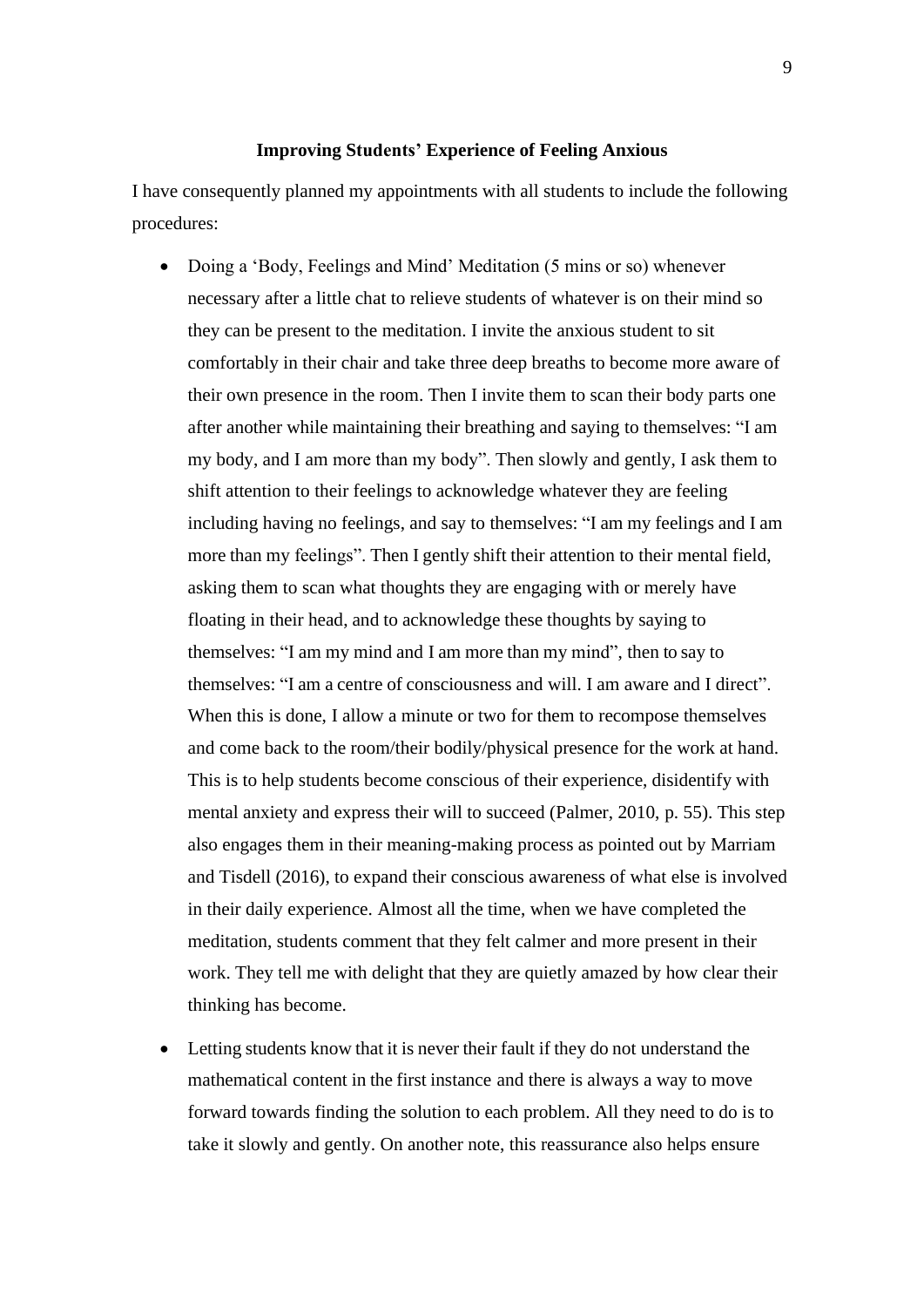**Improving Students' Experience of Feeling Anxious**

I have consequently planned my appointments with all students to include the following procedures:

- Doing a 'Body, Feelings and Mind' Meditation (5 mins or so) whenever necessary after a little chat to relieve students of whatever is on their mind so they can be present to the meditation. I invite the anxious student to sit comfortably in their chair and take three deep breaths to become more aware of their own presence in the room. Then I invite them to scan their body parts one after another while maintaining their breathing and saying to themselves: "I am my body, and I am more than my body". Then slowly and gently, I ask them to shift attention to their feelings to acknowledge whatever they are feeling including having no feelings, and say to themselves: "I am my feelings and I am more than my feelings". Then I gently shift their attention to their mental field, asking them to scan what thoughts they are engaging with or merely have floating in their head, and to acknowledge these thoughts by saying to themselves: "I am my mind and I am more than my mind", then to say to themselves: "I am a centre of consciousness and will. I am aware and I direct". When this is done, I allow a minute or two for them to recompose themselves and come back to the room/their bodily/physical presence for the work at hand. This is to help students become conscious of their experience, disidentify with mental anxiety and express their will to succeed (Palmer, 2010, p. 55). This step also engages them in their meaning-making process as pointed out by Marriam and Tisdell (2016), to expand their conscious awareness of what else is involved in their daily experience. Almost all the time, when we have completed the meditation, students comment that they felt calmer and more present in their work. They tell me with delight that they are quietly amazed by how clear their thinking has become.
- Letting students know that it is never their fault if they do not understand the mathematical content in the first instance and there is always a way to move forward towards finding the solution to each problem. All they need to do is to take it slowly and gently. On another note, this reassurance also helps ensure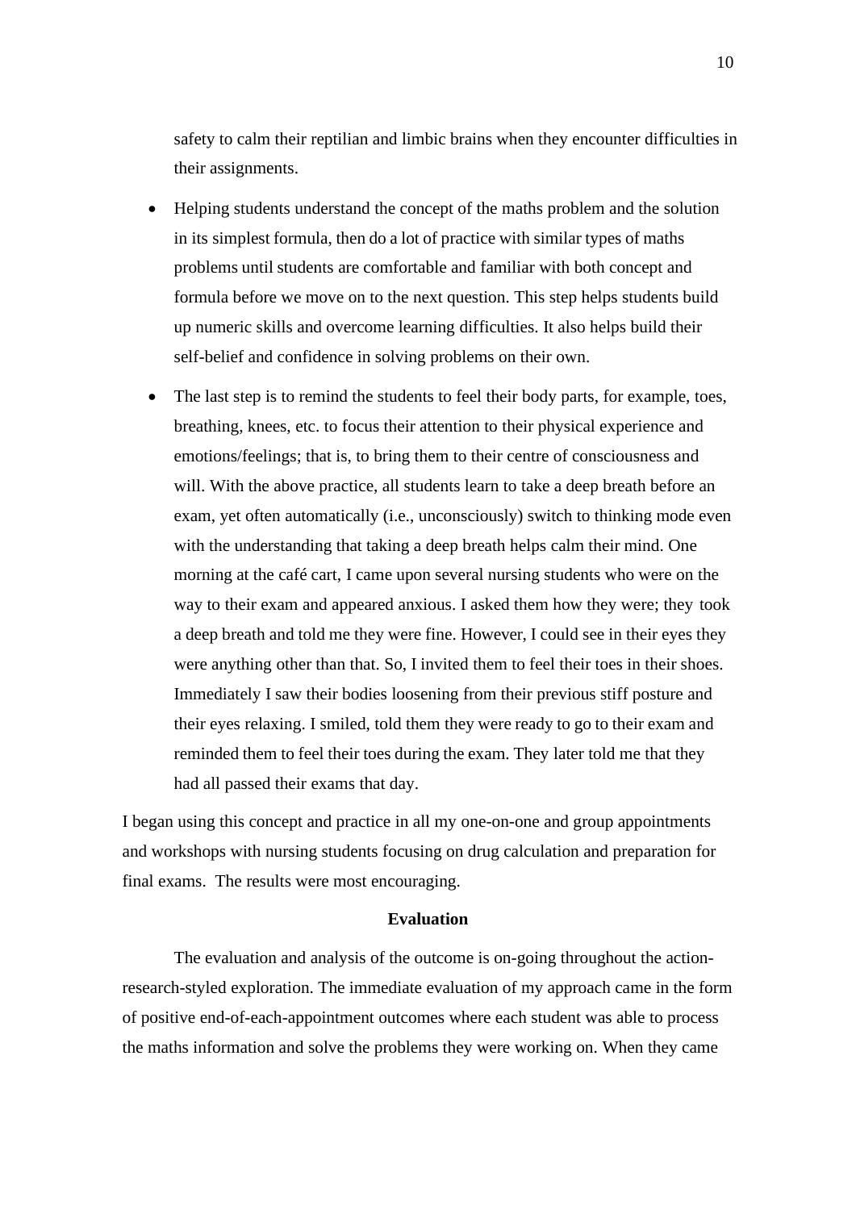safety to calm their reptilian and limbic brains when they encounter difficulties in their assignments.

- Helping students understand the concept of the maths problem and the solution in its simplest formula, then do a lot of practice with similar types of maths problems until students are comfortable and familiar with both concept and formula before we move on to the next question. This step helps students build up numeric skills and overcome learning difficulties. It also helps build their self-belief and confidence in solving problems on their own.
- The last step is to remind the students to feel their body parts, for example, toes, breathing, knees, etc. to focus their attention to their physical experience and emotions/feelings; that is, to bring them to their centre of consciousness and will. With the above practice, all students learn to take a deep breath before an exam, yet often automatically (i.e., unconsciously) switch to thinking mode even with the understanding that taking a deep breath helps calm their mind. One morning at the café cart, I came upon several nursing students who were on the way to their exam and appeared anxious. I asked them how they were; they took a deep breath and told me they were fine. However, I could see in their eyes they were anything other than that. So, I invited them to feel their toes in their shoes. Immediately I saw their bodies loosening from their previous stiff posture and their eyes relaxing. I smiled, told them they were ready to go to their exam and reminded them to feel their toes during the exam. They later told me that they had all passed their exams that day.

I began using this concept and practice in all my one-on-one and group appointments and workshops with nursing students focusing on drug calculation and preparation for final exams. The results were most encouraging.

## Evaluation

The evaluation and analysis of the outcome is on-going throughout the action-research-styled exploration. The immediate evaluation of my approach came in the form of positive end-of-each-appointment outcomes where each student was able to process the maths information and solve the problems they were working on. When they came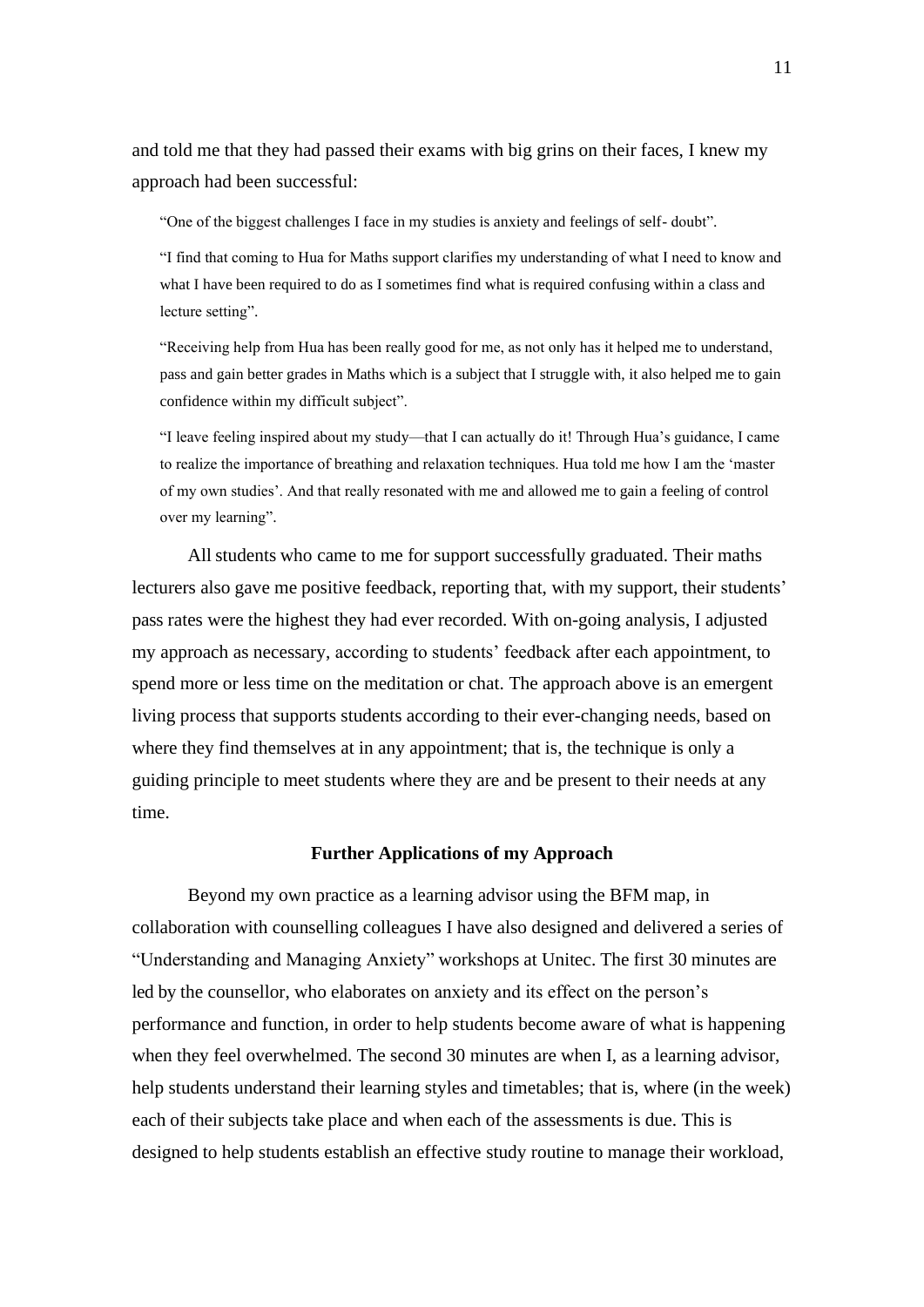and told me that they had passed their exams with big grins on their faces, I knew my approach had been successful:

> "One of the biggest challenges I face in my studies is anxiety and feelings of self- doubt".
>
> "I find that coming to Hua for Maths support clarifies my understanding of what I need to know and what I have been required to do as I sometimes find what is required confusing within a class and lecture setting".
>
> "Receiving help from Hua has been really good for me, as not only has it helped me to understand, pass and gain better grades in Maths which is a subject that I struggle with, it also helped me to gain confidence within my difficult subject".
>
> "I leave feeling inspired about my study—that I can actually do it! Through Hua's guidance, I came to realize the importance of breathing and relaxation techniques. Hua told me how I am the 'master of my own studies'. And that really resonated with me and allowed me to gain a feeling of control over my learning".

All students who came to me for support successfully graduated. Their maths lecturers also gave me positive feedback, reporting that, with my support, their students' pass rates were the highest they had ever recorded. With on-going analysis, I adjusted my approach as necessary, according to students' feedback after each appointment, to spend more or less time on the meditation or chat. The approach above is an emergent living process that supports students according to their ever-changing needs, based on where they find themselves at in any appointment; that is, the technique is only a guiding principle to meet students where they are and be present to their needs at any time.

## Further Applications of my Approach

Beyond my own practice as a learning advisor using the BFM map, in collaboration with counselling colleagues I have also designed and delivered a series of "Understanding and Managing Anxiety" workshops at Unitec. The first 30 minutes are led by the counsellor, who elaborates on anxiety and its effect on the person's performance and function, in order to help students become aware of what is happening when they feel overwhelmed. The second 30 minutes are when I, as a learning advisor, help students understand their learning styles and timetables; that is, where (in the week) each of their subjects take place and when each of the assessments is due. This is designed to help students establish an effective study routine to manage their workload,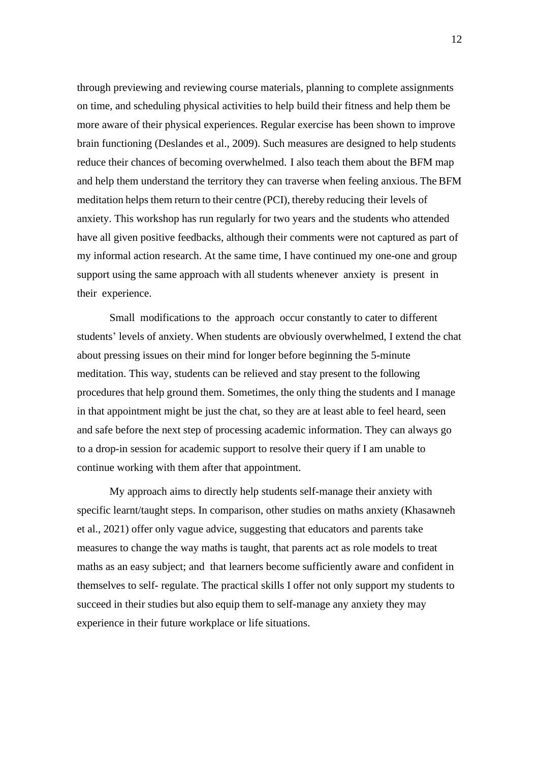through previewing and reviewing course materials, planning to complete assignments on time, and scheduling physical activities to help build their fitness and help them be more aware of their physical experiences. Regular exercise has been shown to improve brain functioning (Deslandes et al., 2009). Such measures are designed to help students reduce their chances of becoming overwhelmed. I also teach them about the BFM map and help them understand the territory they can traverse when feeling anxious. The BFM meditation helps them return to their centre (PCI), thereby reducing their levels of anxiety. This workshop has run regularly for two years and the students who attended have all given positive feedbacks, although their comments were not captured as part of my informal action research. At the same time, I have continued my one-one and group support using the same approach with all students whenever anxiety is present in their experience.

Small modifications to the approach occur constantly to cater to different students' levels of anxiety. When students are obviously overwhelmed, I extend the chat about pressing issues on their mind for longer before beginning the 5-minute meditation. This way, students can be relieved and stay present to the following procedures that help ground them. Sometimes, the only thing the students and I manage in that appointment might be just the chat, so they are at least able to feel heard, seen and safe before the next step of processing academic information. They can always go to a drop-in session for academic support to resolve their query if I am unable to continue working with them after that appointment.

My approach aims to directly help students self-manage their anxiety with specific learnt/taught steps. In comparison, other studies on maths anxiety (Khasawneh et al., 2021) offer only vague advice, suggesting that educators and parents take measures to change the way maths is taught, that parents act as role models to treat maths as an easy subject; and that learners become sufficiently aware and confident in themselves to self- regulate. The practical skills I offer not only support my students to succeed in their studies but also equip them to self-manage any anxiety they may experience in their future workplace or life situations.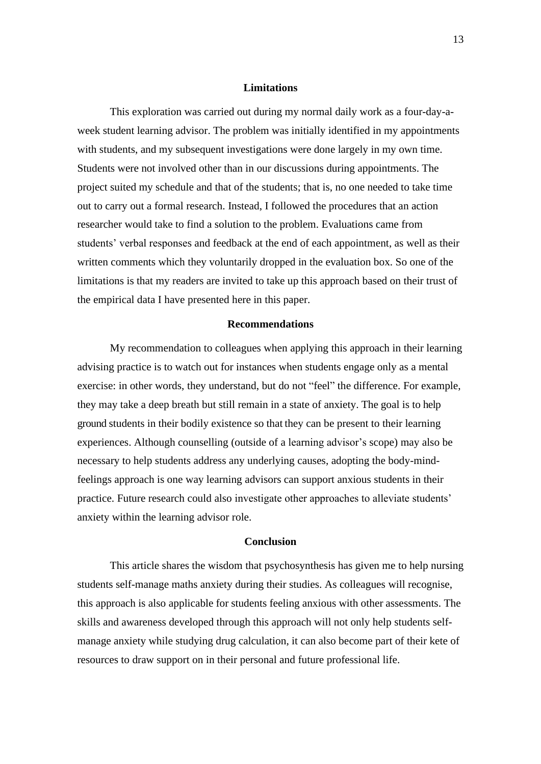## Limitations

This exploration was carried out during my normal daily work as a four-day-a-week student learning advisor. The problem was initially identified in my appointments with students, and my subsequent investigations were done largely in my own time. Students were not involved other than in our discussions during appointments. The project suited my schedule and that of the students; that is, no one needed to take time out to carry out a formal research. Instead, I followed the procedures that an action researcher would take to find a solution to the problem. Evaluations came from students' verbal responses and feedback at the end of each appointment, as well as their written comments which they voluntarily dropped in the evaluation box. So one of the limitations is that my readers are invited to take up this approach based on their trust of the empirical data I have presented here in this paper.

## Recommendations

My recommendation to colleagues when applying this approach in their learning advising practice is to watch out for instances when students engage only as a mental exercise: in other words, they understand, but do not "feel" the difference. For example, they may take a deep breath but still remain in a state of anxiety. The goal is to help ground students in their bodily existence so that they can be present to their learning experiences. Although counselling (outside of a learning advisor's scope) may also be necessary to help students address any underlying causes, adopting the body-mind-feelings approach is one way learning advisors can support anxious students in their practice. Future research could also investigate other approaches to alleviate students' anxiety within the learning advisor role.

## Conclusion

This article shares the wisdom that psychosynthesis has given me to help nursing students self-manage maths anxiety during their studies. As colleagues will recognise, this approach is also applicable for students feeling anxious with other assessments. The skills and awareness developed through this approach will not only help students self-manage anxiety while studying drug calculation, it can also become part of their kete of resources to draw support on in their personal and future professional life.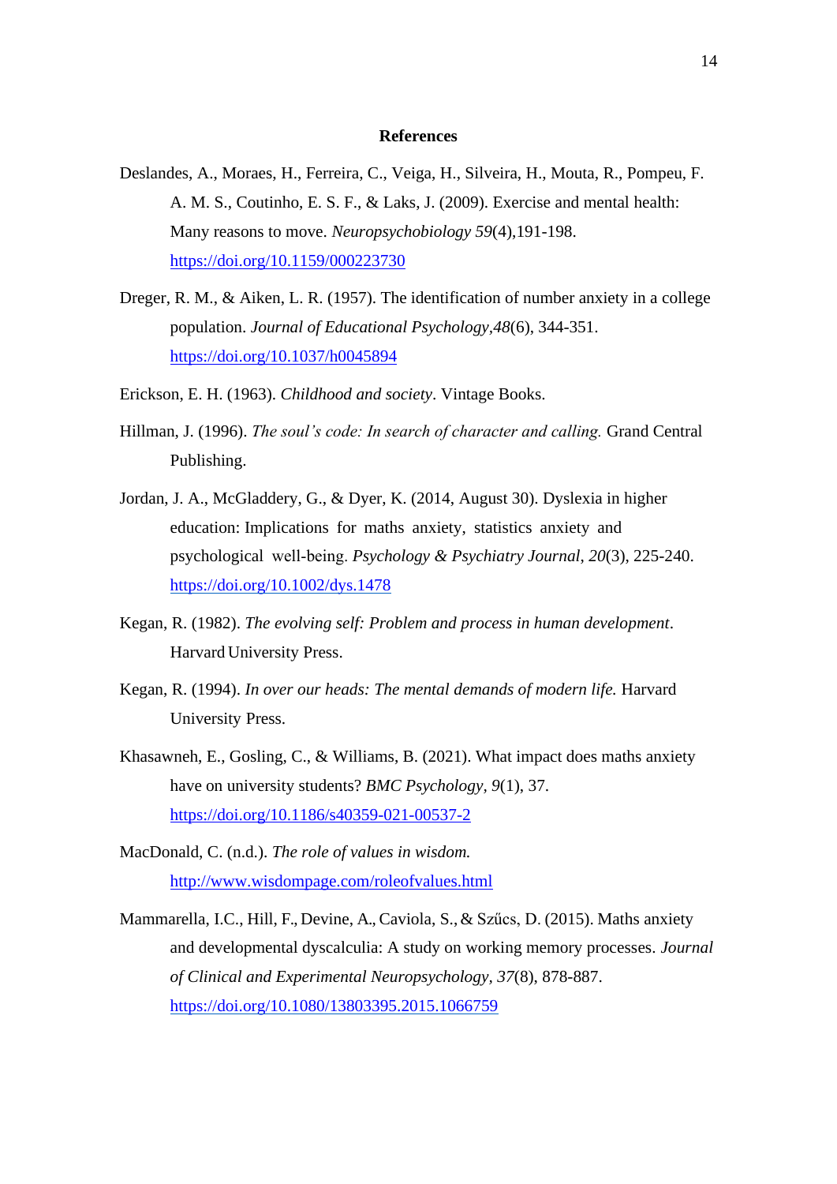**References**

Deslandes, A., Moraes, H., Ferreira, C., Veiga, H., Silveira, H., Mouta, R., Pompeu, F. A. M. S., Coutinho, E. S. F., & Laks, J. (2009). Exercise and mental health: Many reasons to move. *Neuropsychobiology 59*(4),191-198. https://doi.org/10.1159/000223730

Dreger, R. M., & Aiken, L. R. (1957). The identification of number anxiety in a college population. *Journal of Educational Psychology*,*48*(6), 344-351. https://doi.org/10.1037/h0045894

Erickson, E. H. (1963). *Childhood and society*. Vintage Books.

Hillman, J. (1996). *The soul's code: In search of character and calling.* Grand Central Publishing.

Jordan, J. A., McGladdery, G., & Dyer, K. (2014, August 30). Dyslexia in higher education: Implications for maths anxiety, statistics anxiety and psychological well-being. *Psychology & Psychiatry Journal*, *20*(3), 225-240. https://doi.org/10.1002/dys.1478

Kegan, R. (1982). *The evolving self: Problem and process in human development*. Harvard University Press.

Kegan, R. (1994). *In over our heads: The mental demands of modern life.* Harvard University Press.

Khasawneh, E., Gosling, C., & Williams, B. (2021). What impact does maths anxiety have on university students? *BMC Psychology*, *9*(1), 37. https://doi.org/10.1186/s40359-021-00537-2

MacDonald, C. (n.d.). *The role of values in wisdom.* http://www.wisdompage.com/roleofvalues.html

Mammarella, I.C., Hill, F., Devine, A., Caviola, S., & Szűcs, D. (2015). Maths anxiety and developmental dyscalculia: A study on working memory processes. *Journal of Clinical and Experimental Neuropsychology*, *37*(8), 878-887. https://doi.org/10.1080/13803395.2015.1066759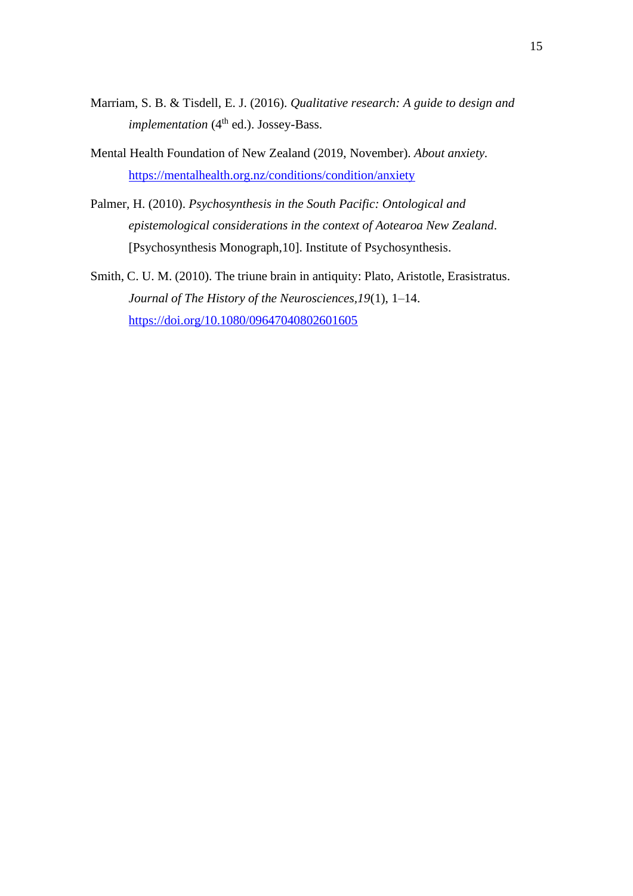Marriam, S. B. & Tisdell, E. J. (2016). *Qualitative research: A guide to design and implementation* (4th ed.). Jossey-Bass.

Mental Health Foundation of New Zealand (2019, November). *About anxiety.* https://mentalhealth.org.nz/conditions/condition/anxiety

Palmer, H. (2010). *Psychosynthesis in the South Pacific: Ontological and epistemological considerations in the context of Aotearoa New Zealand*. [Psychosynthesis Monograph,10]. Institute of Psychosynthesis.

Smith, C. U. M. (2010). The triune brain in antiquity: Plato, Aristotle, Erasistratus. *Journal of The History of the Neurosciences,19*(1), 1–14. https://doi.org/10.1080/09647040802601605